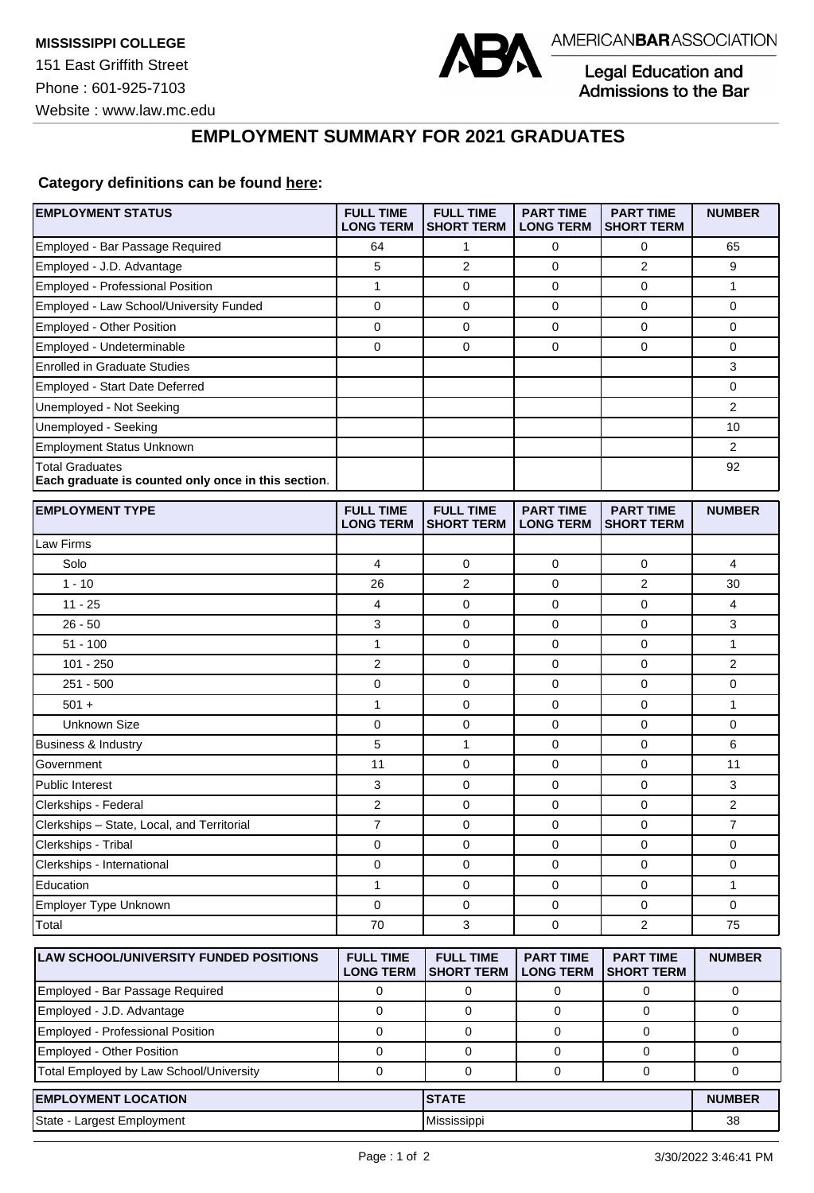**MISSISSIPPI COLLEGE**
151 East Griffith Street
Phone : 601-925-7103
Website : www.law.mc.edu

AMERICAN**BAR**ASSOCIATION
Legal Education and Admissions to the Bar

## EMPLOYMENT SUMMARY FOR 2021 GRADUATES

**Category definitions can be found here:**

| EMPLOYMENT STATUS | FULL TIME LONG TERM | FULL TIME SHORT TERM | PART TIME LONG TERM | PART TIME SHORT TERM | NUMBER |
|---|---|---|---|---|---|
| Employed - Bar Passage Required | 64 | 1 | 0 | 0 | 65 |
| Employed - J.D. Advantage | 5 | 2 | 0 | 2 | 9 |
| Employed - Professional Position | 1 | 0 | 0 | 0 | 1 |
| Employed - Law School/University Funded | 0 | 0 | 0 | 0 | 0 |
| Employed - Other Position | 0 | 0 | 0 | 0 | 0 |
| Employed - Undeterminable | 0 | 0 | 0 | 0 | 0 |
| Enrolled in Graduate Studies | | | | | 3 |
| Employed - Start Date Deferred | | | | | 0 |
| Unemployed - Not Seeking | | | | | 2 |
| Unemployed - Seeking | | | | | 10 |
| Employment Status Unknown | | | | | 2 |
| Total Graduates **Each graduate is counted only once in this section**. | | | | | 92 |

| EMPLOYMENT TYPE | FULL TIME LONG TERM | FULL TIME SHORT TERM | PART TIME LONG TERM | PART TIME SHORT TERM | NUMBER |
|---|---|---|---|---|---|
| Law Firms | | | | | |
| Solo | 4 | 0 | 0 | 0 | 4 |
| 1 - 10 | 26 | 2 | 0 | 2 | 30 |
| 11 - 25 | 4 | 0 | 0 | 0 | 4 |
| 26 - 50 | 3 | 0 | 0 | 0 | 3 |
| 51 - 100 | 1 | 0 | 0 | 0 | 1 |
| 101 - 250 | 2 | 0 | 0 | 0 | 2 |
| 251 - 500 | 0 | 0 | 0 | 0 | 0 |
| 501 + | 1 | 0 | 0 | 0 | 1 |
| Unknown Size | 0 | 0 | 0 | 0 | 0 |
| Business & Industry | 5 | 1 | 0 | 0 | 6 |
| Government | 11 | 0 | 0 | 0 | 11 |
| Public Interest | 3 | 0 | 0 | 0 | 3 |
| Clerkships - Federal | 2 | 0 | 0 | 0 | 2 |
| Clerkships – State, Local, and Territorial | 7 | 0 | 0 | 0 | 7 |
| Clerkships - Tribal | 0 | 0 | 0 | 0 | 0 |
| Clerkships - International | 0 | 0 | 0 | 0 | 0 |
| Education | 1 | 0 | 0 | 0 | 1 |
| Employer Type Unknown | 0 | 0 | 0 | 0 | 0 |
| Total | 70 | 3 | 0 | 2 | 75 |

| LAW SCHOOL/UNIVERSITY FUNDED POSITIONS | FULL TIME LONG TERM | FULL TIME SHORT TERM | PART TIME LONG TERM | PART TIME SHORT TERM | NUMBER |
|---|---|---|---|---|---|
| Employed - Bar Passage Required | 0 | 0 | 0 | 0 | 0 |
| Employed - J.D. Advantage | 0 | 0 | 0 | 0 | 0 |
| Employed - Professional Position | 0 | 0 | 0 | 0 | 0 |
| Employed - Other Position | 0 | 0 | 0 | 0 | 0 |
| Total Employed by Law School/University | 0 | 0 | 0 | 0 | 0 |

| EMPLOYMENT LOCATION | STATE | NUMBER |
|---|---|---|
| State - Largest Employment | Mississippi | 38 |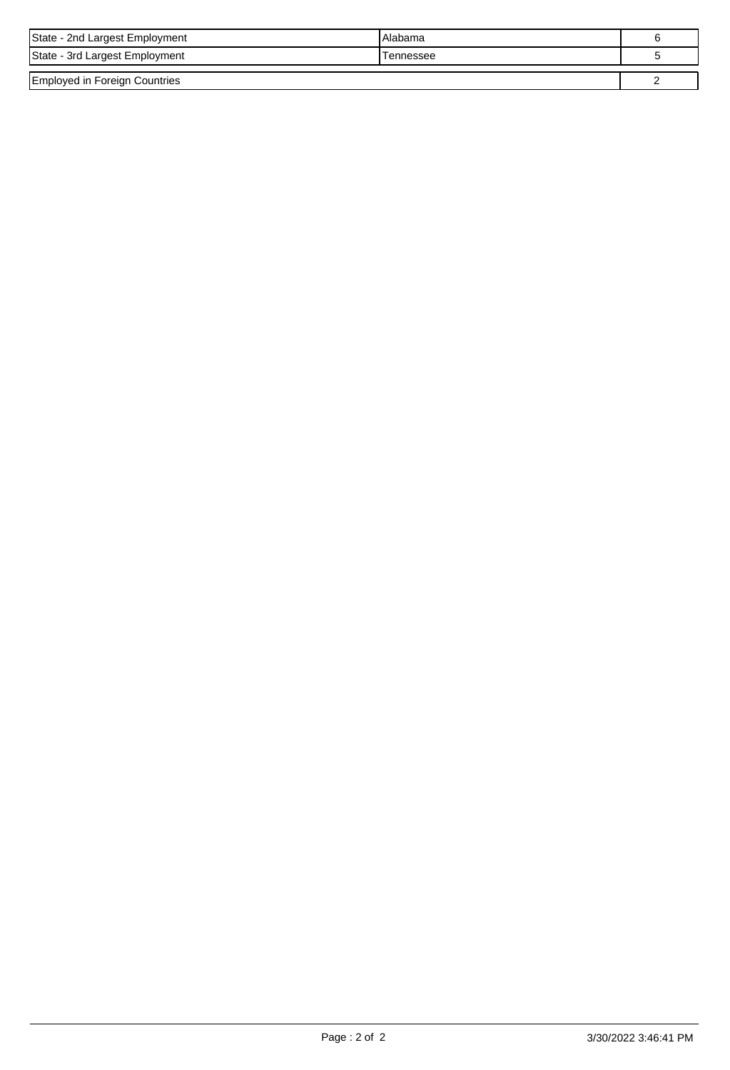| | | |
|---|---|---|
| State - 2nd Largest Employment | Alabama | 6 |
| State - 3rd Largest Employment | Tennessee | 5 |
| Employed in Foreign Countries | | 2 |